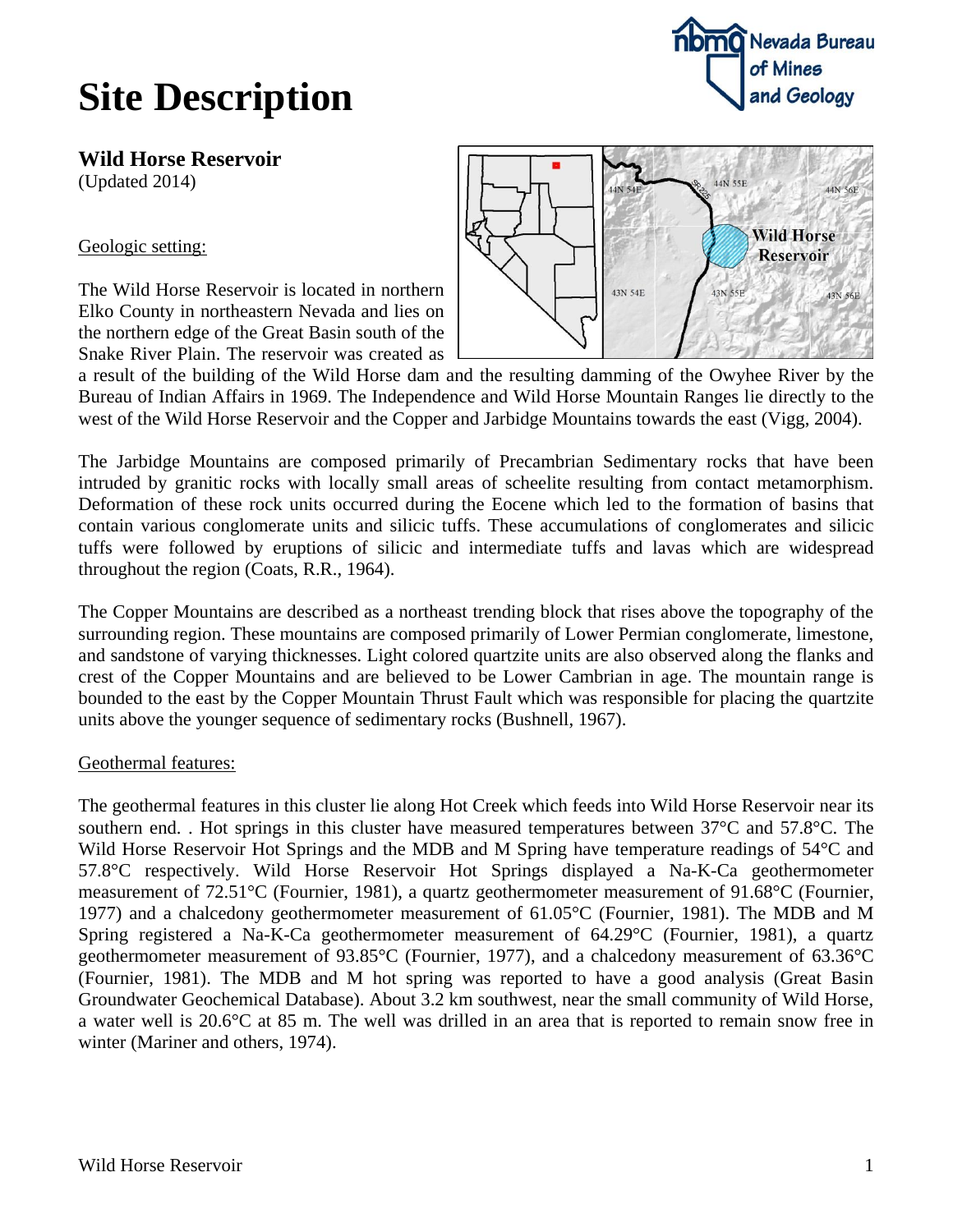# Site Description

## Wild Horse Reservoir

(Updated 2014)

Geologic setting:

The Wild Horse Reservoir is located in northern Elko County in northeastern Nevada and lies on the northern edge of the Great Basin south of the Snake River Plain. The reservoir was created as a result of the building of the Wild Horse dam and the resulting damming of the Owyhee River by the Bureau of Indian Affairs in 1969. The Independence and Wild Horse Mountain Ranges lie directly to the west of the Wild Horse Reservoir and the Copper and Jarbidge Mountains towards the east (Vigg, 2004).

The Jarbidge Mountains are composed primarily of Precambrian Sedimentary rocks that have been intruded by granitic rocks with locally small areas of scheelite resulting from contact metamorphism. Deformation of these rock units occurred during the Eocene which led to the formation of basins that contain various conglomerate units and silicic tuffs. These accumulations of conglomerates and silicic tuffs were followed by eruptions of silicic and intermediate tuffs and lavas which are widespread throughout the region (Coats, R.R., 1964).

The Copper Mountains are described as a northeast trending block that rises above the topography of the surrounding region. These mountains are composed primarily of Lower Permian conglomerate, limestone, and sandstone of varying thicknesses. Light colored quartzite units are also observed along the flanks and crest of the Copper Mountains and are believed to be Lower Cambrian in age. The mountain range is bounded to the east by the Copper Mountain Thrust Fault which was responsible for placing the quartzite units above the younger sequence of sedimentary rocks (Bushnell, 1967).

Geothermal features:

The geothermal features in this cluster lie along Hot Creek which feeds into Wild Horse Reservoir near its southern end. . Hot springs in this cluster have measured temperatures between 37°C and 57.8°C. The Wild Horse Reservoir Hot Springs and the MDB and M Spring have temperature readings of 54°C and 57.8°C respectively. Wild Horse Reservoir Hot Springs displayed a Na-K-Ca geothermometer measurement of 72.51°C (Fournier, 1981), a quartz geothermometer measurement of 91.68°C (Fournier, 1977) and a chalcedony geothermometer measurement of 61.05°C (Fournier, 1981). The MDB and M Spring registered a Na-K-Ca geothermometer measurement of 64.29°C (Fournier, 1981), a quartz geothermometer measurement of 93.85°C (Fournier, 1977), and a chalcedony measurement of 63.36°C (Fournier, 1981). The MDB and M hot spring was reported to have a good analysis (Great Basin Groundwater Geochemical Database). About 3.2 km southwest, near the small community of Wild Horse, a water well is 20.6°C at 85 m. The well was drilled in an area that is reported to remain snow free in winter (Mariner and others, 1974).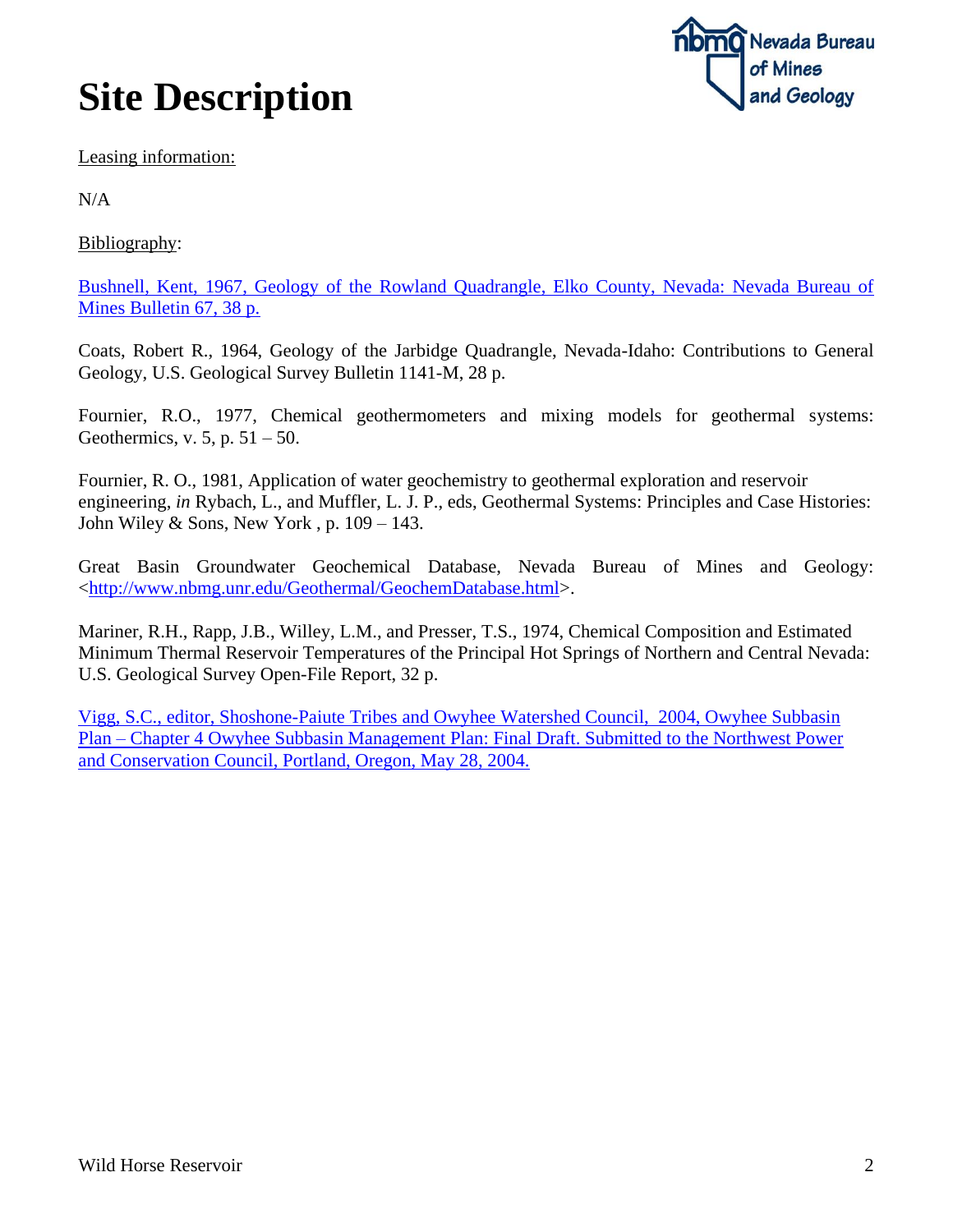# Site Description

Leasing information:

N/A

Bibliography:

Bushnell, Kent, 1967, Geology of the Rowland Quadrangle, Elko County, Nevada: Nevada Bureau of Mines Bulletin 67, 38 p.

Coats, Robert R., 1964, Geology of the Jarbidge Quadrangle, Nevada-Idaho: Contributions to General Geology, U.S. Geological Survey Bulletin 1141-M, 28 p.

Fournier, R.O., 1977, Chemical geothermometers and mixing models for geothermal systems: Geothermics, v. 5, p. 51 – 50.

Fournier, R. O., 1981, Application of water geochemistry to geothermal exploration and reservoir engineering, *in* Rybach, L., and Muffler, L. J. P., eds, Geothermal Systems: Principles and Case Histories: John Wiley & Sons, New York , p. 109 – 143.

Great Basin Groundwater Geochemical Database, Nevada Bureau of Mines and Geology: <http://www.nbmg.unr.edu/Geothermal/GeochemDatabase.html>.

Mariner, R.H., Rapp, J.B., Willey, L.M., and Presser, T.S., 1974, Chemical Composition and Estimated Minimum Thermal Reservoir Temperatures of the Principal Hot Springs of Northern and Central Nevada: U.S. Geological Survey Open-File Report, 32 p.

Vigg, S.C., editor, Shoshone-Paiute Tribes and Owyhee Watershed Council, 2004, Owyhee Subbasin Plan – Chapter 4 Owyhee Subbasin Management Plan: Final Draft. Submitted to the Northwest Power and Conservation Council, Portland, Oregon, May 28, 2004.